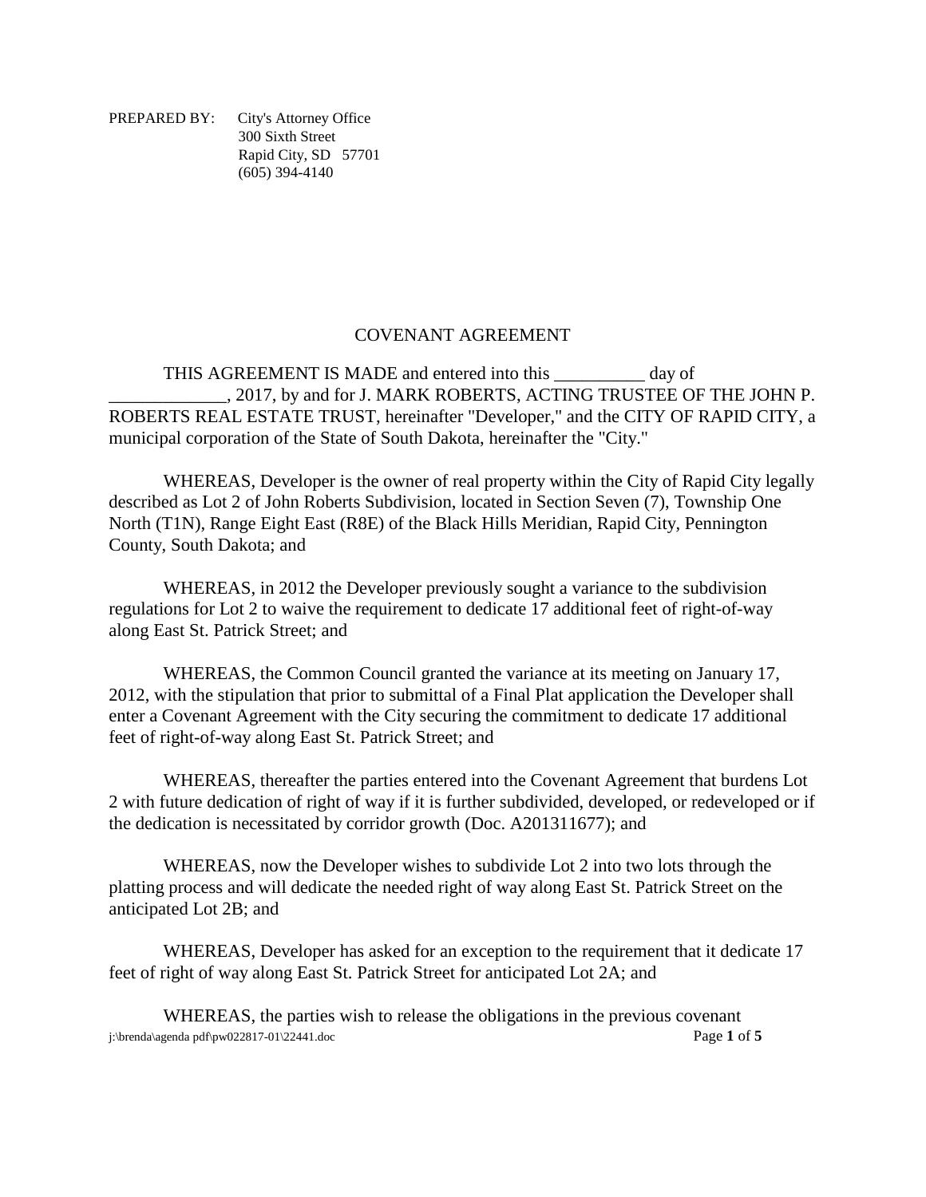PREPARED BY: City's Attorney Office
300 Sixth Street
Rapid City, SD 57701
(605) 394-4140

# COVENANT AGREEMENT

THIS AGREEMENT IS MADE and entered into this __________ day of _____________, 2017, by and for J. MARK ROBERTS, ACTING TRUSTEE OF THE JOHN P. ROBERTS REAL ESTATE TRUST, hereinafter "Developer," and the CITY OF RAPID CITY, a municipal corporation of the State of South Dakota, hereinafter the "City."

WHEREAS, Developer is the owner of real property within the City of Rapid City legally described as Lot 2 of John Roberts Subdivision, located in Section Seven (7), Township One North (T1N), Range Eight East (R8E) of the Black Hills Meridian, Rapid City, Pennington County, South Dakota; and

WHEREAS, in 2012 the Developer previously sought a variance to the subdivision regulations for Lot 2 to waive the requirement to dedicate 17 additional feet of right-of-way along East St. Patrick Street; and

WHEREAS, the Common Council granted the variance at its meeting on January 17, 2012, with the stipulation that prior to submittal of a Final Plat application the Developer shall enter a Covenant Agreement with the City securing the commitment to dedicate 17 additional feet of right-of-way along East St. Patrick Street; and

WHEREAS, thereafter the parties entered into the Covenant Agreement that burdens Lot 2 with future dedication of right of way if it is further subdivided, developed, or redeveloped or if the dedication is necessitated by corridor growth (Doc. A201311677); and

WHEREAS, now the Developer wishes to subdivide Lot 2 into two lots through the platting process and will dedicate the needed right of way along East St. Patrick Street on the anticipated Lot 2B; and

WHEREAS, Developer has asked for an exception to the requirement that it dedicate 17 feet of right of way along East St. Patrick Street for anticipated Lot 2A; and

WHEREAS, the parties wish to release the obligations in the previous covenant

j:\brenda\agenda pdf\pw022817-01\22441.doc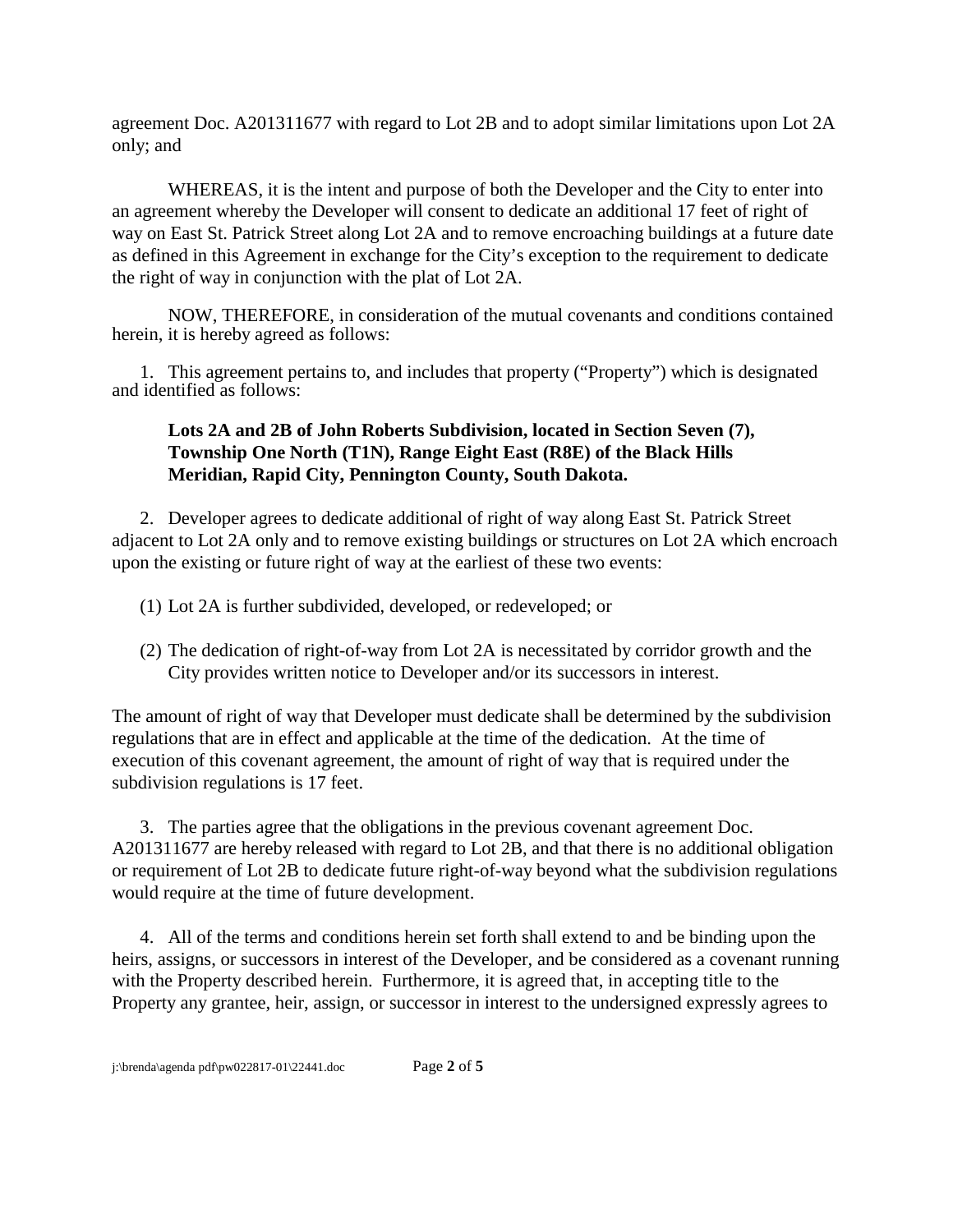agreement Doc. A201311677 with regard to Lot 2B and to adopt similar limitations upon Lot 2A only; and

WHEREAS, it is the intent and purpose of both the Developer and the City to enter into an agreement whereby the Developer will consent to dedicate an additional 17 feet of right of way on East St. Patrick Street along Lot 2A and to remove encroaching buildings at a future date as defined in this Agreement in exchange for the City's exception to the requirement to dedicate the right of way in conjunction with the plat of Lot 2A.

NOW, THEREFORE, in consideration of the mutual covenants and conditions contained herein, it is hereby agreed as follows:

1. This agreement pertains to, and includes that property ("Property") which is designated and identified as follows:

   **Lots 2A and 2B of John Roberts Subdivision, located in Section Seven (7), Township One North (T1N), Range Eight East (R8E) of the Black Hills Meridian, Rapid City, Pennington County, South Dakota.**

2. Developer agrees to dedicate additional of right of way along East St. Patrick Street adjacent to Lot 2A only and to remove existing buildings or structures on Lot 2A which encroach upon the existing or future right of way at the earliest of these two events:

   (1) Lot 2A is further subdivided, developed, or redeveloped; or

   (2) The dedication of right-of-way from Lot 2A is necessitated by corridor growth and the City provides written notice to Developer and/or its successors in interest.

The amount of right of way that Developer must dedicate shall be determined by the subdivision regulations that are in effect and applicable at the time of the dedication. At the time of execution of this covenant agreement, the amount of right of way that is required under the subdivision regulations is 17 feet.

3. The parties agree that the obligations in the previous covenant agreement Doc. A201311677 are hereby released with regard to Lot 2B, and that there is no additional obligation or requirement of Lot 2B to dedicate future right-of-way beyond what the subdivision regulations would require at the time of future development.

4. All of the terms and conditions herein set forth shall extend to and be binding upon the heirs, assigns, or successors in interest of the Developer, and be considered as a covenant running with the Property described herein. Furthermore, it is agreed that, in accepting title to the Property any grantee, heir, assign, or successor in interest to the undersigned expressly agrees to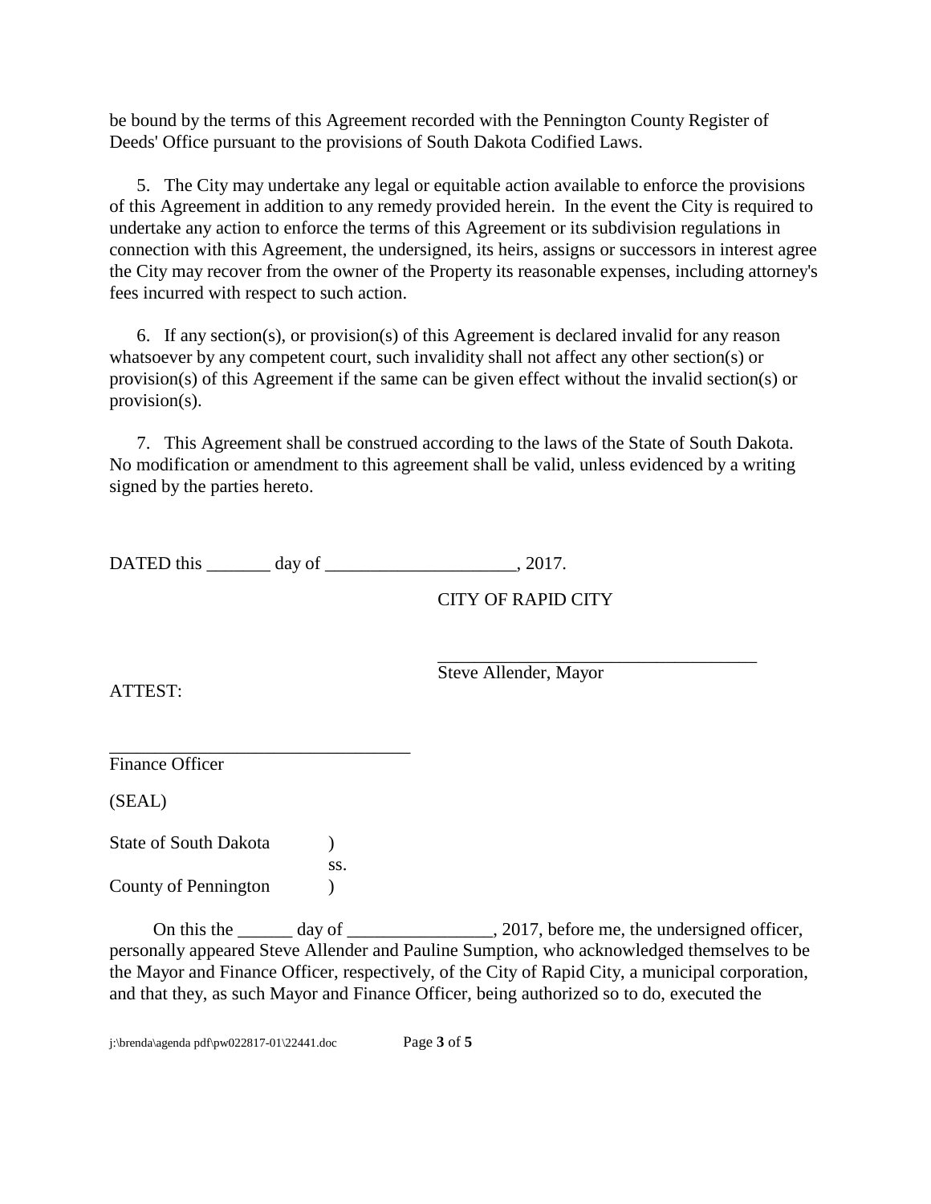be bound by the terms of this Agreement recorded with the Pennington County Register of Deeds' Office pursuant to the provisions of South Dakota Codified Laws.

5. The City may undertake any legal or equitable action available to enforce the provisions of this Agreement in addition to any remedy provided herein. In the event the City is required to undertake any action to enforce the terms of this Agreement or its subdivision regulations in connection with this Agreement, the undersigned, its heirs, assigns or successors in interest agree the City may recover from the owner of the Property its reasonable expenses, including attorney's fees incurred with respect to such action.

6. If any section(s), or provision(s) of this Agreement is declared invalid for any reason whatsoever by any competent court, such invalidity shall not affect any other section(s) or provision(s) of this Agreement if the same can be given effect without the invalid section(s) or provision(s).

7. This Agreement shall be construed according to the laws of the State of South Dakota. No modification or amendment to this agreement shall be valid, unless evidenced by a writing signed by the parties hereto.

DATED this _______ day of _____________________, 2017.

CITY OF RAPID CITY

____________________________________
Steve Allender, Mayor

ATTEST:

_________________________________
Finance Officer

(SEAL)

State of South Dakota )
ss.
County of Pennington )

On this the ______ day of ________________, 2017, before me, the undersigned officer, personally appeared Steve Allender and Pauline Sumption, who acknowledged themselves to be the Mayor and Finance Officer, respectively, of the City of Rapid City, a municipal corporation, and that they, as such Mayor and Finance Officer, being authorized so to do, executed the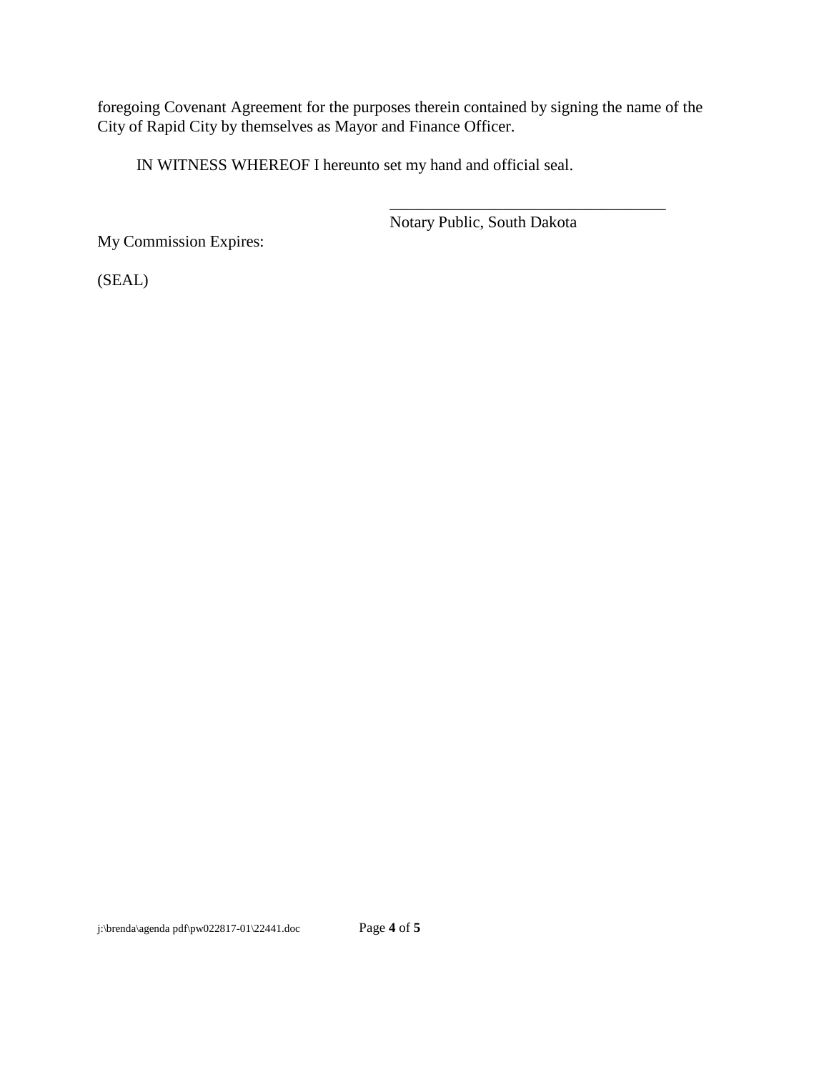foregoing Covenant Agreement for the purposes therein contained by signing the name of the City of Rapid City by themselves as Mayor and Finance Officer.

IN WITNESS WHEREOF I hereunto set my hand and official seal.

\_\_\_\_\_\_\_\_\_\_\_\_\_\_\_\_\_\_\_\_\_\_\_\_\_\_\_\_\_\_\_\_\_\_\_\_
Notary Public, South Dakota

My Commission Expires:

(SEAL)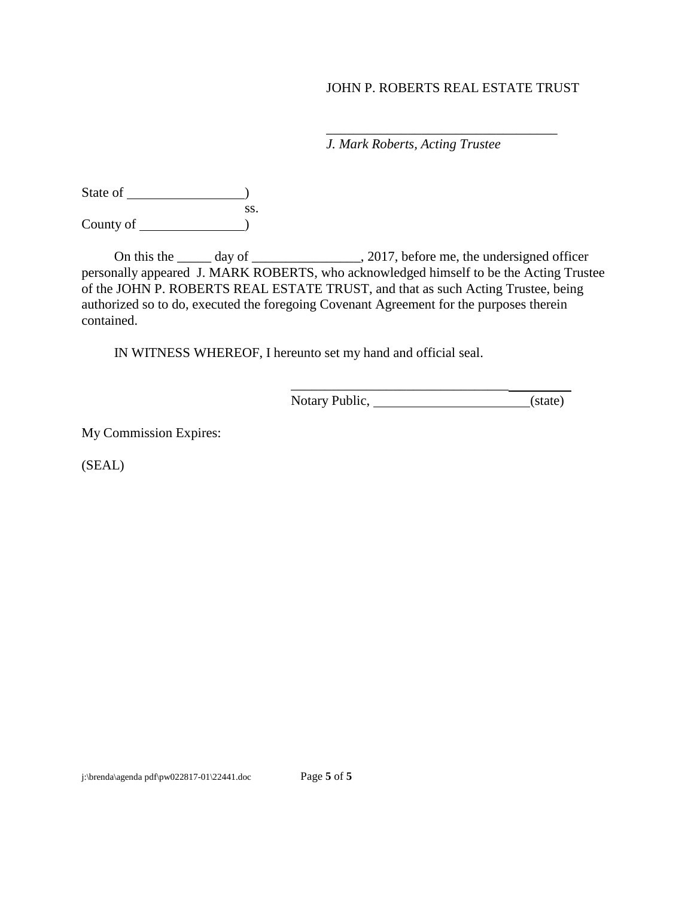JOHN P. ROBERTS REAL ESTATE TRUST

\_\_\_\_\_\_\_\_\_\_\_\_\_\_\_\_\_\_\_\_\_\_\_\_\_\_\_\_\_\_\_\_\_\_

*J. Mark Roberts, Acting Trustee*

State of \_\_\_\_\_\_\_\_\_\_\_\_\_\_\_\_)
ss.
County of \_\_\_\_\_\_\_\_\_\_\_\_\_\_)

On this the \_\_\_\_\_ day of \_\_\_\_\_\_\_\_\_\_\_\_\_\_\_\_, 2017, before me, the undersigned officer personally appeared J. MARK ROBERTS, who acknowledged himself to be the Acting Trustee of the JOHN P. ROBERTS REAL ESTATE TRUST, and that as such Acting Trustee, being authorized so to do, executed the foregoing Covenant Agreement for the purposes therein contained.

IN WITNESS WHEREOF, I hereunto set my hand and official seal.

\_\_\_\_\_\_\_\_\_\_\_\_\_\_\_\_\_\_\_\_\_\_\_\_\_\_\_\_\_\_\_\_\_\_\_\_\_\_\_\_
Notary Public, \_\_\_\_\_\_\_\_\_\_\_\_\_\_\_\_\_\_\_\_\_\_(state)

My Commission Expires:

(SEAL)

j:\brenda\agenda pdf\pw022817-01\22441.doc